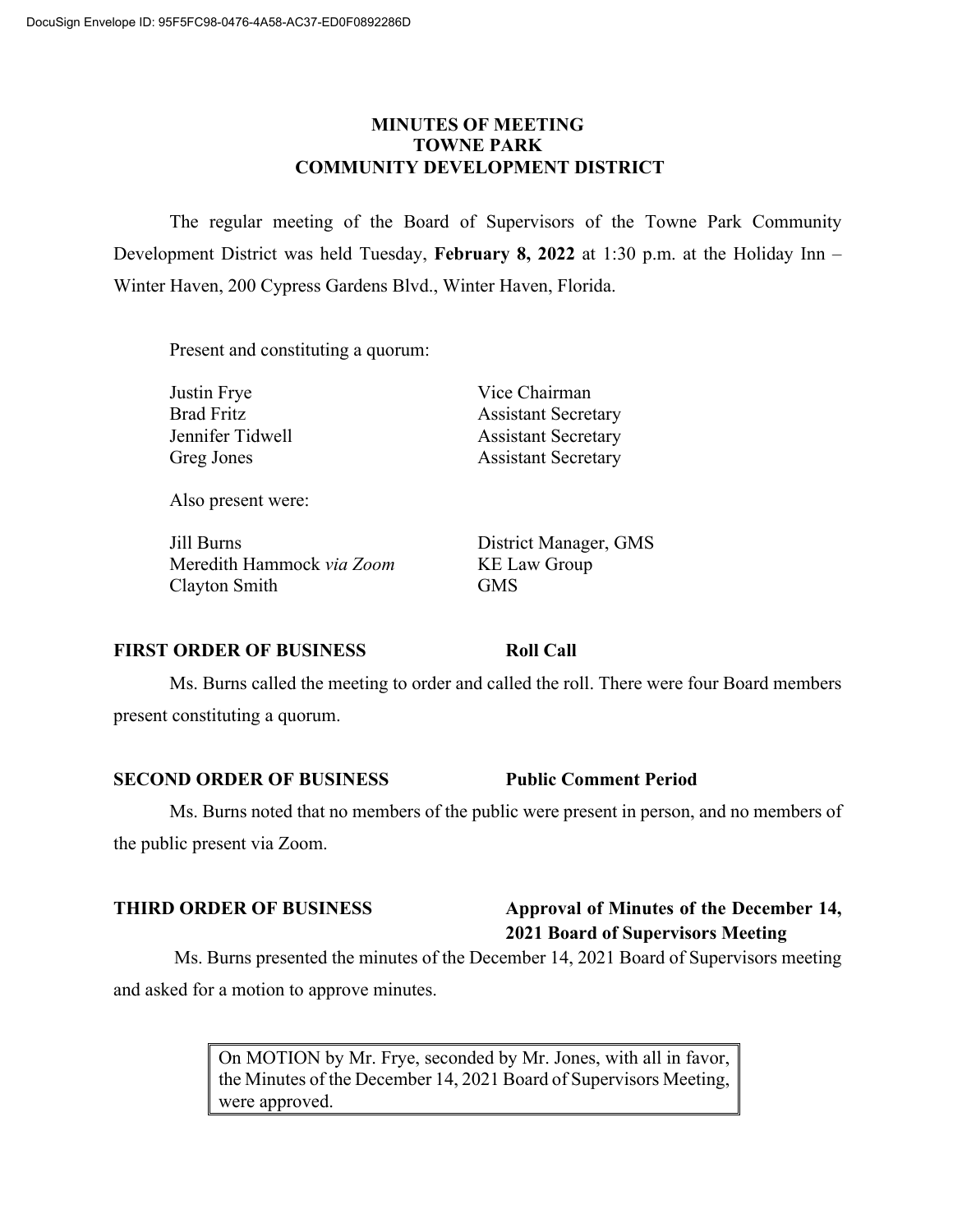# MINUTES OF MEETING
# TOWNE PARK
# COMMUNITY DEVELOPMENT DISTRICT

The regular meeting of the Board of Supervisors of the Towne Park Community Development District was held Tuesday, **February 8, 2022** at 1:30 p.m. at the Holiday Inn – Winter Haven, 200 Cypress Gardens Blvd., Winter Haven, Florida.

Present and constituting a quorum:

| | |
|---|---|
| Justin Frye | Vice Chairman |
| Brad Fritz | Assistant Secretary |
| Jennifer Tidwell | Assistant Secretary |
| Greg Jones | Assistant Secretary |

Also present were:

| | |
|---|---|
| Jill Burns | District Manager, GMS |
| Meredith Hammock *via Zoom* | KE Law Group |
| Clayton Smith | GMS |

**FIRST ORDER OF BUSINESS** **Roll Call**

Ms. Burns called the meeting to order and called the roll. There were four Board members present constituting a quorum.

**SECOND ORDER OF BUSINESS** **Public Comment Period**

Ms. Burns noted that no members of the public were present in person, and no members of the public present via Zoom.

**THIRD ORDER OF BUSINESS** **Approval of Minutes of the December 14, 2021 Board of Supervisors Meeting**

Ms. Burns presented the minutes of the December 14, 2021 Board of Supervisors meeting and asked for a motion to approve minutes.

> On MOTION by Mr. Frye, seconded by Mr. Jones, with all in favor, the Minutes of the December 14, 2021 Board of Supervisors Meeting, were approved.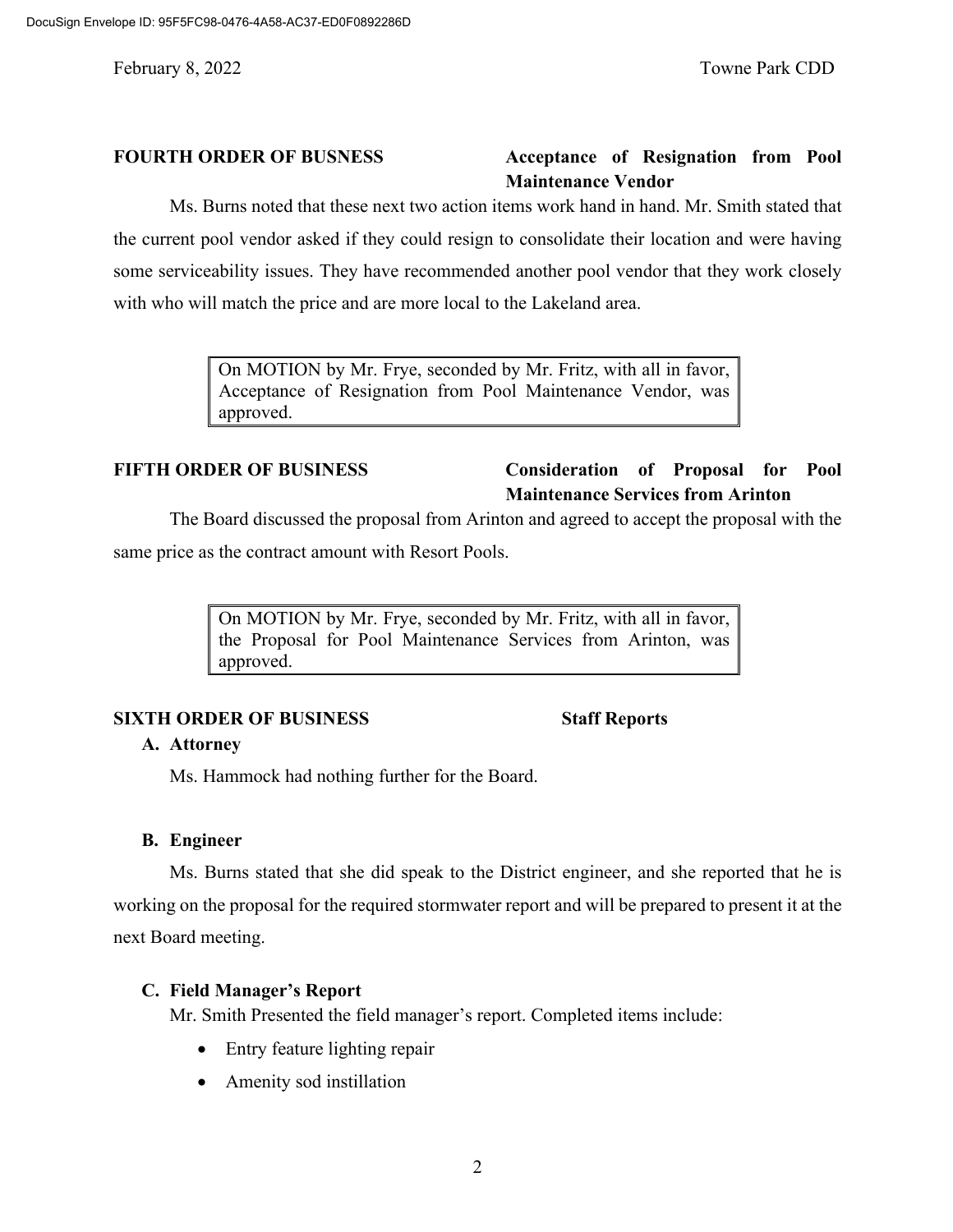**FOURTH ORDER OF BUSNESS** **Acceptance of Resignation from Pool Maintenance Vendor**

Ms. Burns noted that these next two action items work hand in hand. Mr. Smith stated that the current pool vendor asked if they could resign to consolidate their location and were having some serviceability issues. They have recommended another pool vendor that they work closely with who will match the price and are more local to the Lakeland area.

> On MOTION by Mr. Frye, seconded by Mr. Fritz, with all in favor, Acceptance of Resignation from Pool Maintenance Vendor, was approved.

**FIFTH ORDER OF BUSINESS** **Consideration of Proposal for Pool Maintenance Services from Arinton**

The Board discussed the proposal from Arinton and agreed to accept the proposal with the same price as the contract amount with Resort Pools.

> On MOTION by Mr. Frye, seconded by Mr. Fritz, with all in favor, the Proposal for Pool Maintenance Services from Arinton, was approved.

**SIXTH ORDER OF BUSINESS** **Staff Reports**

**A. Attorney**

Ms. Hammock had nothing further for the Board.

**B. Engineer**

Ms. Burns stated that she did speak to the District engineer, and she reported that he is working on the proposal for the required stormwater report and will be prepared to present it at the next Board meeting.

**C. Field Manager's Report**

Mr. Smith Presented the field manager's report. Completed items include:

- Entry feature lighting repair
- Amenity sod instillation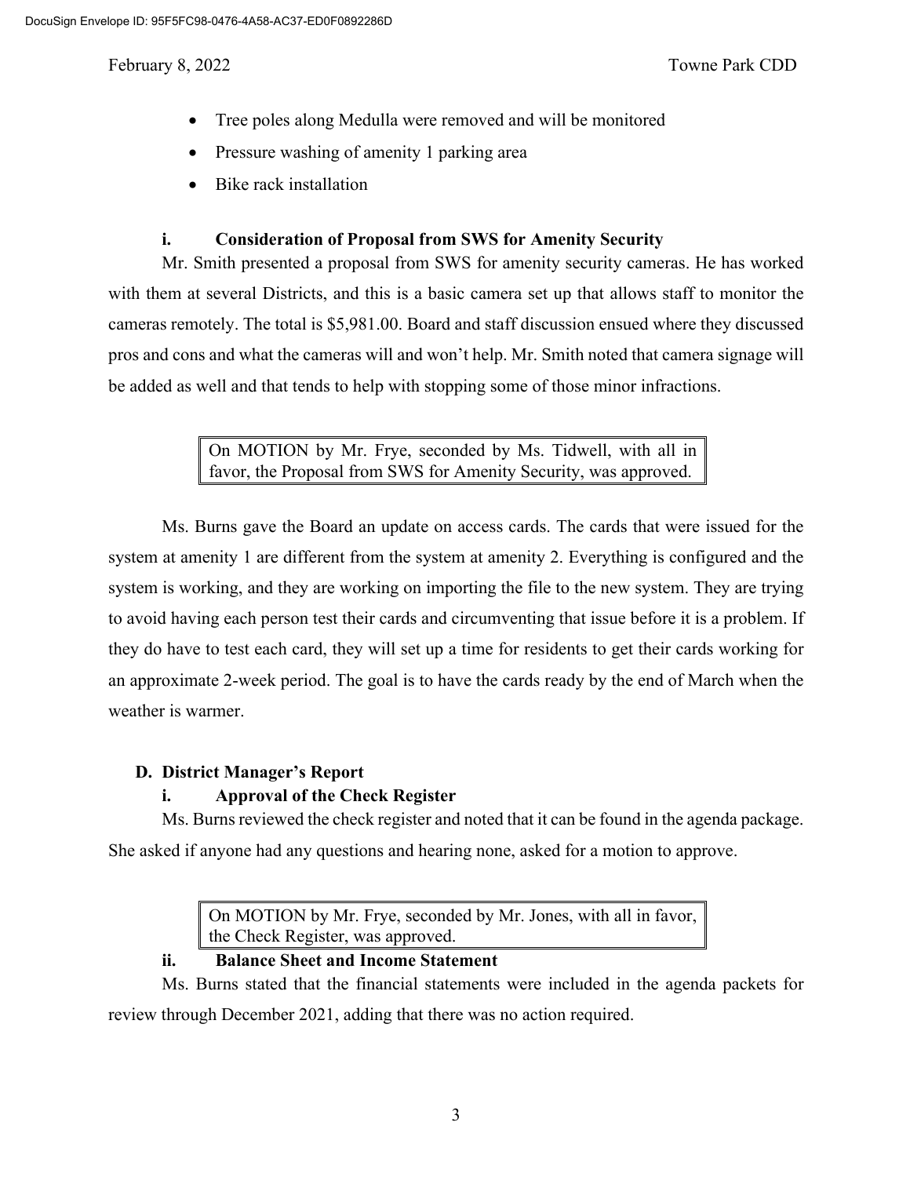- Tree poles along Medulla were removed and will be monitored
- Pressure washing of amenity 1 parking area
- Bike rack installation

**i. Consideration of Proposal from SWS for Amenity Security**

Mr. Smith presented a proposal from SWS for amenity security cameras. He has worked with them at several Districts, and this is a basic camera set up that allows staff to monitor the cameras remotely. The total is $5,981.00. Board and staff discussion ensued where they discussed pros and cons and what the cameras will and won't help. Mr. Smith noted that camera signage will be added as well and that tends to help with stopping some of those minor infractions.

> On MOTION by Mr. Frye, seconded by Ms. Tidwell, with all in favor, the Proposal from SWS for Amenity Security, was approved.

Ms. Burns gave the Board an update on access cards. The cards that were issued for the system at amenity 1 are different from the system at amenity 2. Everything is configured and the system is working, and they are working on importing the file to the new system. They are trying to avoid having each person test their cards and circumventing that issue before it is a problem. If they do have to test each card, they will set up a time for residents to get their cards working for an approximate 2-week period. The goal is to have the cards ready by the end of March when the weather is warmer.

### D. District Manager's Report

**i. Approval of the Check Register**

Ms. Burns reviewed the check register and noted that it can be found in the agenda package. She asked if anyone had any questions and hearing none, asked for a motion to approve.

> On MOTION by Mr. Frye, seconded by Mr. Jones, with all in favor, the Check Register, was approved.

**ii. Balance Sheet and Income Statement**

Ms. Burns stated that the financial statements were included in the agenda packets for review through December 2021, adding that there was no action required.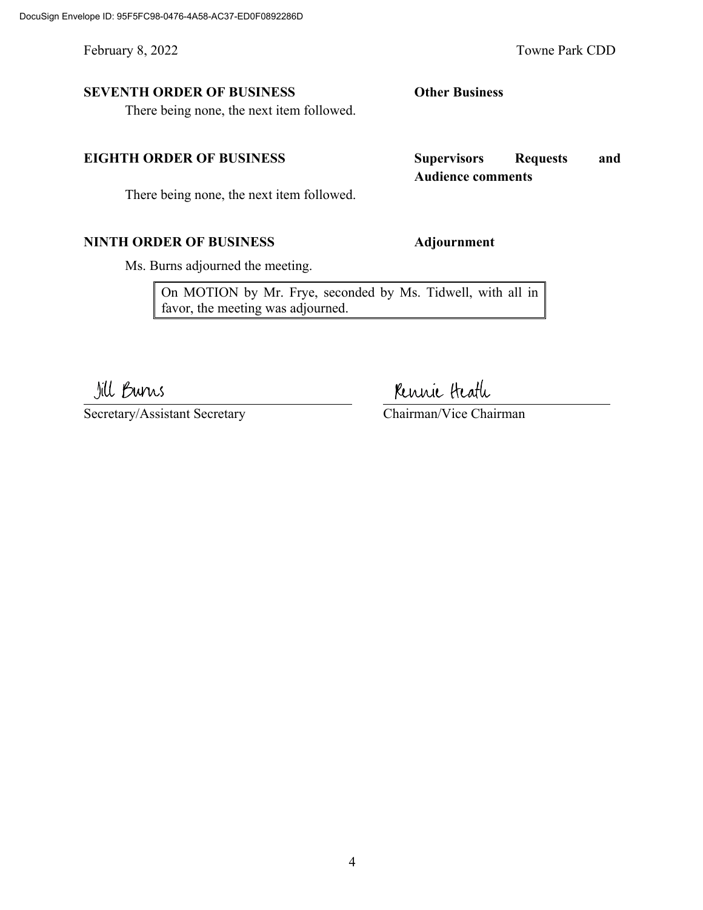**SEVENTH ORDER OF BUSINESS** **Other Business**

There being none, the next item followed.

**EIGHTH ORDER OF BUSINESS** **Supervisors Requests and Audience comments**

There being none, the next item followed.

**NINTH ORDER OF BUSINESS** **Adjournment**

Ms. Burns adjourned the meeting.

> On MOTION by Mr. Frye, seconded by Ms. Tidwell, with all in favor, the meeting was adjourned.

Jill Burns
Secretary/Assistant Secretary

Rennie Heath
Chairman/Vice Chairman